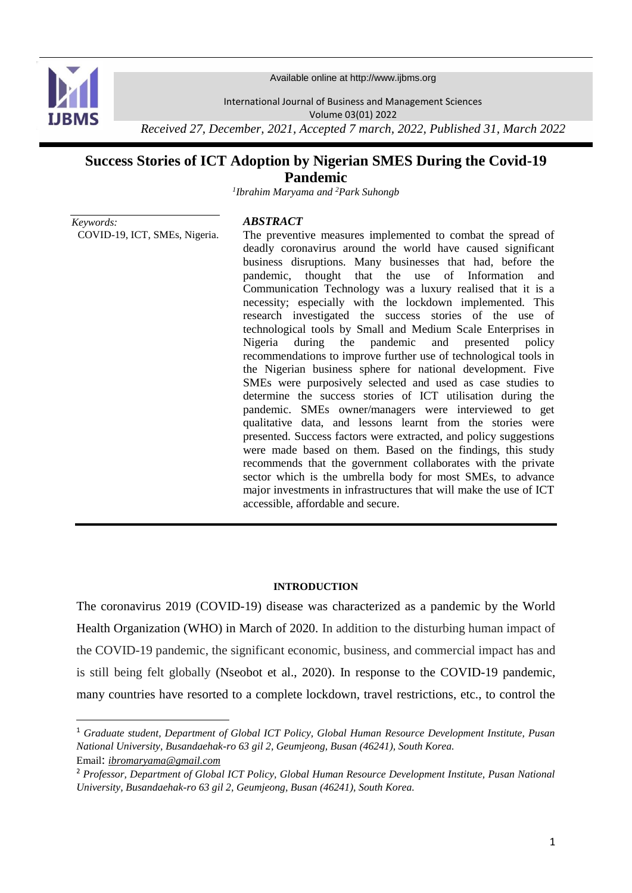Available online at http://www.ijbms.org

International Journal of Business and Management Sciences
Volume 03(01) 2022

*Received 27, December, 2021, Accepted 7 march, 2022, Published 31, March 2022*

# Success Stories of ICT Adoption by Nigerian SMES During the Covid-19 Pandemic

*[1]Ibrahim Maryama and [2]Park Suhongb*

*Keywords:*
COVID-19, ICT, SMEs, Nigeria.

***ABSTRACT***

The preventive measures implemented to combat the spread of deadly coronavirus around the world have caused significant business disruptions. Many businesses that had, before the pandemic, thought that the use of Information and Communication Technology was a luxury realised that it is a necessity; especially with the lockdown implemented. This research investigated the success stories of the use of technological tools by Small and Medium Scale Enterprises in Nigeria during the pandemic and presented policy recommendations to improve further use of technological tools in the Nigerian business sphere for national development. Five SMEs were purposively selected and used as case studies to determine the success stories of ICT utilisation during the pandemic. SMEs owner/managers were interviewed to get qualitative data, and lessons learnt from the stories were presented. Success factors were extracted, and policy suggestions were made based on them. Based on the findings, this study recommends that the government collaborates with the private sector which is the umbrella body for most SMEs, to advance major investments in infrastructures that will make the use of ICT accessible, affordable and secure.

## INTRODUCTION

The coronavirus 2019 (COVID-19) disease was characterized as a pandemic by the World Health Organization (WHO) in March of 2020. In addition to the disturbing human impact of the COVID-19 pandemic, the significant economic, business, and commercial impact has and is still being felt globally (Nseobot et al., 2020). In response to the COVID-19 pandemic, many countries have resorted to a complete lockdown, travel restrictions, etc., to control the

---

[1] *Graduate student, Department of Global ICT Policy, Global Human Resource Development Institute, Pusan National University, Busandaehak-ro 63 gil 2, Geumjeong, Busan (46241), South Korea.*
Email: *ibromaryama@gmail.com*

[2] *Professor, Department of Global ICT Policy, Global Human Resource Development Institute, Pusan National University, Busandaehak-ro 63 gil 2, Geumjeong, Busan (46241), South Korea.*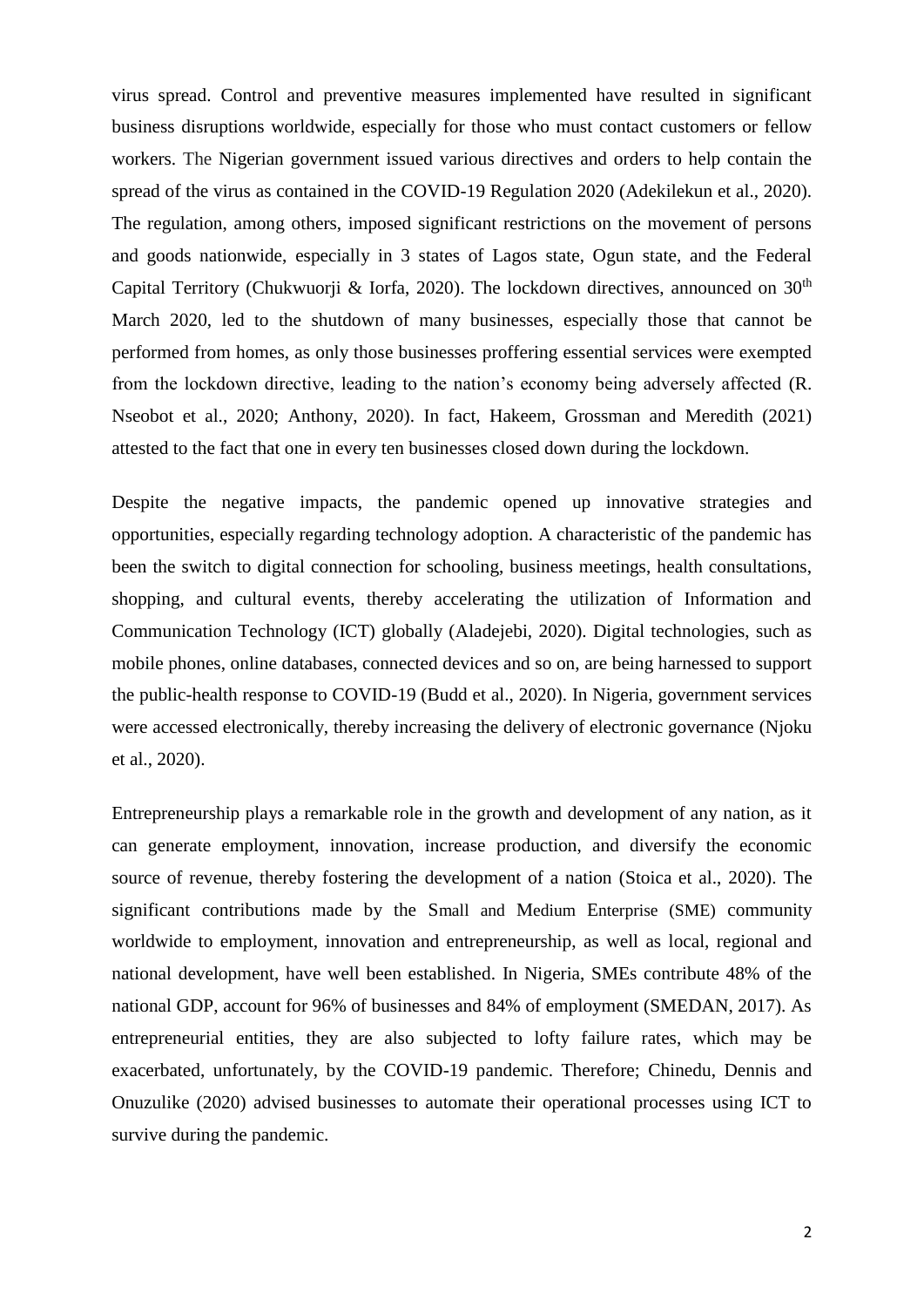virus spread. Control and preventive measures implemented have resulted in significant business disruptions worldwide, especially for those who must contact customers or fellow workers. The Nigerian government issued various directives and orders to help contain the spread of the virus as contained in the COVID-19 Regulation 2020 (Adekilekun et al., 2020). The regulation, among others, imposed significant restrictions on the movement of persons and goods nationwide, especially in 3 states of Lagos state, Ogun state, and the Federal Capital Territory (Chukwuorji & Iorfa, 2020). The lockdown directives, announced on 30th March 2020, led to the shutdown of many businesses, especially those that cannot be performed from homes, as only those businesses proffering essential services were exempted from the lockdown directive, leading to the nation's economy being adversely affected (R. Nseobot et al., 2020; Anthony, 2020). In fact, Hakeem, Grossman and Meredith (2021) attested to the fact that one in every ten businesses closed down during the lockdown.

Despite the negative impacts, the pandemic opened up innovative strategies and opportunities, especially regarding technology adoption. A characteristic of the pandemic has been the switch to digital connection for schooling, business meetings, health consultations, shopping, and cultural events, thereby accelerating the utilization of Information and Communication Technology (ICT) globally (Aladejebi, 2020). Digital technologies, such as mobile phones, online databases, connected devices and so on, are being harnessed to support the public-health response to COVID-19 (Budd et al., 2020). In Nigeria, government services were accessed electronically, thereby increasing the delivery of electronic governance (Njoku et al., 2020).

Entrepreneurship plays a remarkable role in the growth and development of any nation, as it can generate employment, innovation, increase production, and diversify the economic source of revenue, thereby fostering the development of a nation (Stoica et al., 2020). The significant contributions made by the Small and Medium Enterprise (SME) community worldwide to employment, innovation and entrepreneurship, as well as local, regional and national development, have well been established. In Nigeria, SMEs contribute 48% of the national GDP, account for 96% of businesses and 84% of employment (SMEDAN, 2017). As entrepreneurial entities, they are also subjected to lofty failure rates, which may be exacerbated, unfortunately, by the COVID-19 pandemic. Therefore; Chinedu, Dennis and Onuzulike (2020) advised businesses to automate their operational processes using ICT to survive during the pandemic.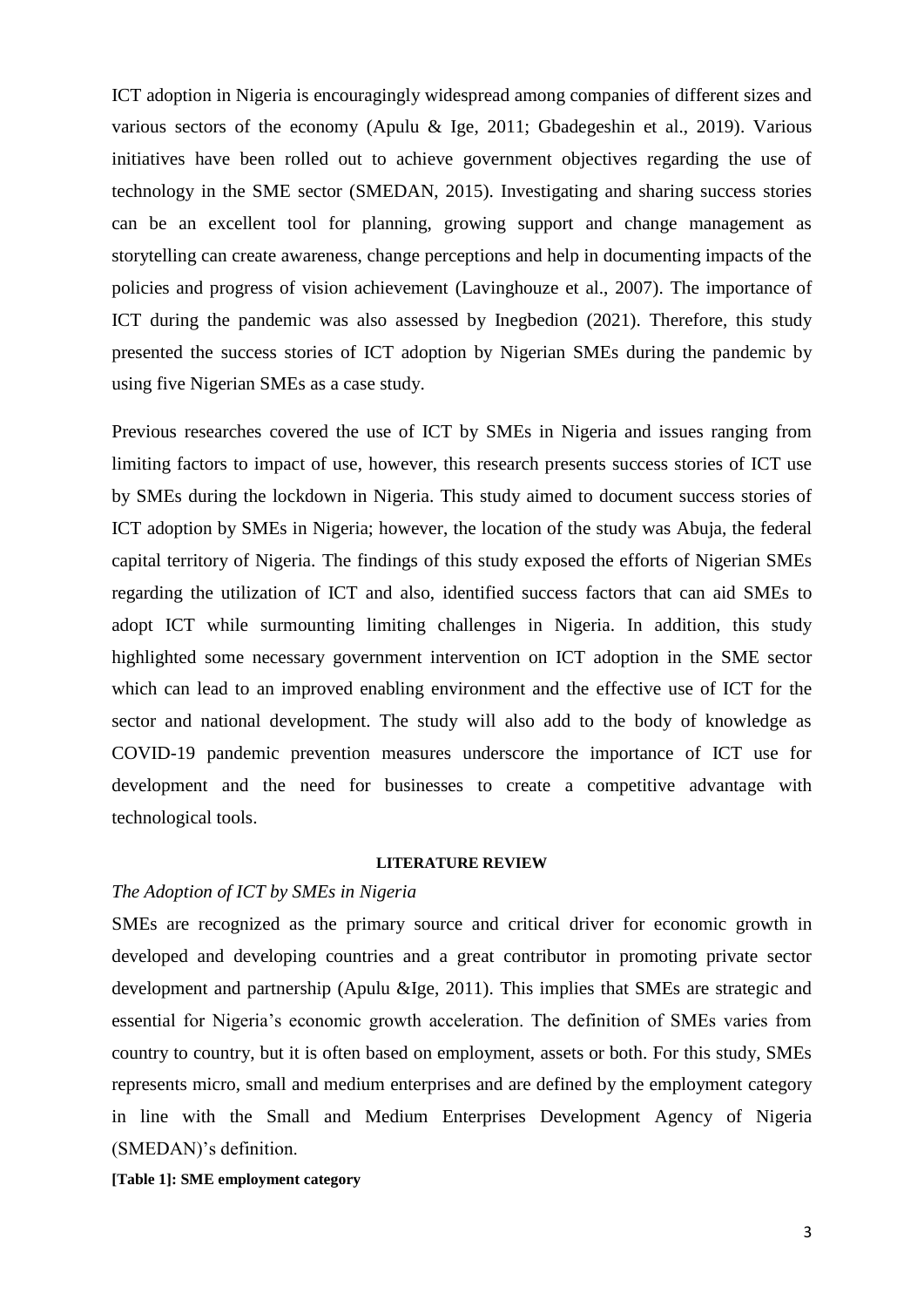ICT adoption in Nigeria is encouragingly widespread among companies of different sizes and various sectors of the economy (Apulu & Ige, 2011; Gbadegeshin et al., 2019). Various initiatives have been rolled out to achieve government objectives regarding the use of technology in the SME sector (SMEDAN, 2015). Investigating and sharing success stories can be an excellent tool for planning, growing support and change management as storytelling can create awareness, change perceptions and help in documenting impacts of the policies and progress of vision achievement (Lavinghouze et al., 2007). The importance of ICT during the pandemic was also assessed by Inegbedion (2021). Therefore, this study presented the success stories of ICT adoption by Nigerian SMEs during the pandemic by using five Nigerian SMEs as a case study.

Previous researches covered the use of ICT by SMEs in Nigeria and issues ranging from limiting factors to impact of use, however, this research presents success stories of ICT use by SMEs during the lockdown in Nigeria. This study aimed to document success stories of ICT adoption by SMEs in Nigeria; however, the location of the study was Abuja, the federal capital territory of Nigeria. The findings of this study exposed the efforts of Nigerian SMEs regarding the utilization of ICT and also, identified success factors that can aid SMEs to adopt ICT while surmounting limiting challenges in Nigeria. In addition, this study highlighted some necessary government intervention on ICT adoption in the SME sector which can lead to an improved enabling environment and the effective use of ICT for the sector and national development. The study will also add to the body of knowledge as COVID-19 pandemic prevention measures underscore the importance of ICT use for development and the need for businesses to create a competitive advantage with technological tools.

## LITERATURE REVIEW

### *The Adoption of ICT by SMEs in Nigeria*

SMEs are recognized as the primary source and critical driver for economic growth in developed and developing countries and a great contributor in promoting private sector development and partnership (Apulu &Ige, 2011). This implies that SMEs are strategic and essential for Nigeria's economic growth acceleration. The definition of SMEs varies from country to country, but it is often based on employment, assets or both. For this study, SMEs represents micro, small and medium enterprises and are defined by the employment category in line with the Small and Medium Enterprises Development Agency of Nigeria (SMEDAN)'s definition.

**[Table 1]: SME employment category**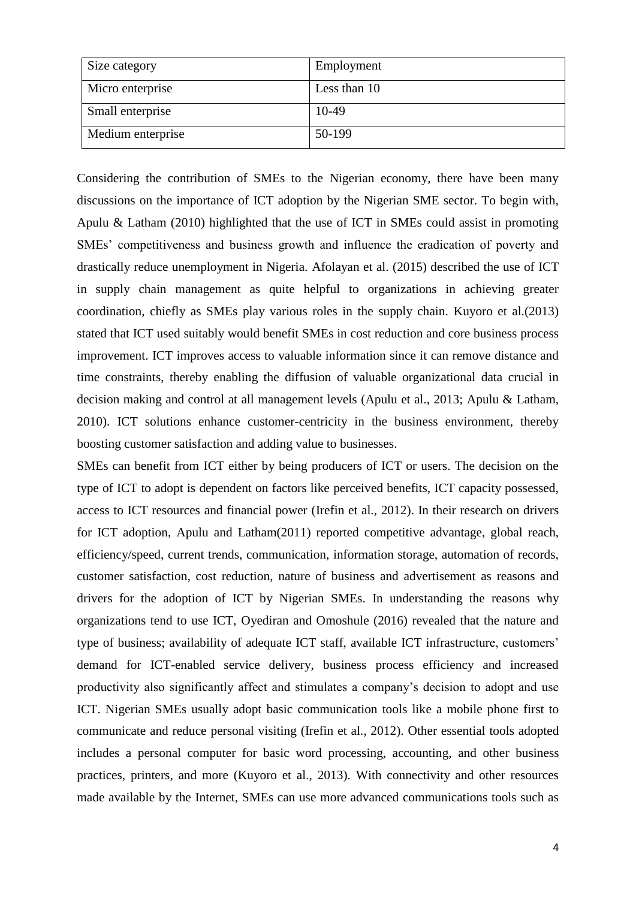| Size category | Employment |
|---|---|
| Micro enterprise | Less than 10 |
| Small enterprise | 10-49 |
| Medium enterprise | 50-199 |

Considering the contribution of SMEs to the Nigerian economy, there have been many discussions on the importance of ICT adoption by the Nigerian SME sector. To begin with, Apulu & Latham (2010) highlighted that the use of ICT in SMEs could assist in promoting SMEs' competitiveness and business growth and influence the eradication of poverty and drastically reduce unemployment in Nigeria. Afolayan et al. (2015) described the use of ICT in supply chain management as quite helpful to organizations in achieving greater coordination, chiefly as SMEs play various roles in the supply chain. Kuyoro et al.(2013) stated that ICT used suitably would benefit SMEs in cost reduction and core business process improvement. ICT improves access to valuable information since it can remove distance and time constraints, thereby enabling the diffusion of valuable organizational data crucial in decision making and control at all management levels (Apulu et al., 2013; Apulu & Latham, 2010). ICT solutions enhance customer-centricity in the business environment, thereby boosting customer satisfaction and adding value to businesses.

SMEs can benefit from ICT either by being producers of ICT or users. The decision on the type of ICT to adopt is dependent on factors like perceived benefits, ICT capacity possessed, access to ICT resources and financial power (Irefin et al., 2012). In their research on drivers for ICT adoption, Apulu and Latham(2011) reported competitive advantage, global reach, efficiency/speed, current trends, communication, information storage, automation of records, customer satisfaction, cost reduction, nature of business and advertisement as reasons and drivers for the adoption of ICT by Nigerian SMEs. In understanding the reasons why organizations tend to use ICT, Oyediran and Omoshule (2016) revealed that the nature and type of business; availability of adequate ICT staff, available ICT infrastructure, customers' demand for ICT-enabled service delivery, business process efficiency and increased productivity also significantly affect and stimulates a company's decision to adopt and use ICT. Nigerian SMEs usually adopt basic communication tools like a mobile phone first to communicate and reduce personal visiting (Irefin et al., 2012). Other essential tools adopted includes a personal computer for basic word processing, accounting, and other business practices, printers, and more (Kuyoro et al., 2013). With connectivity and other resources made available by the Internet, SMEs can use more advanced communications tools such as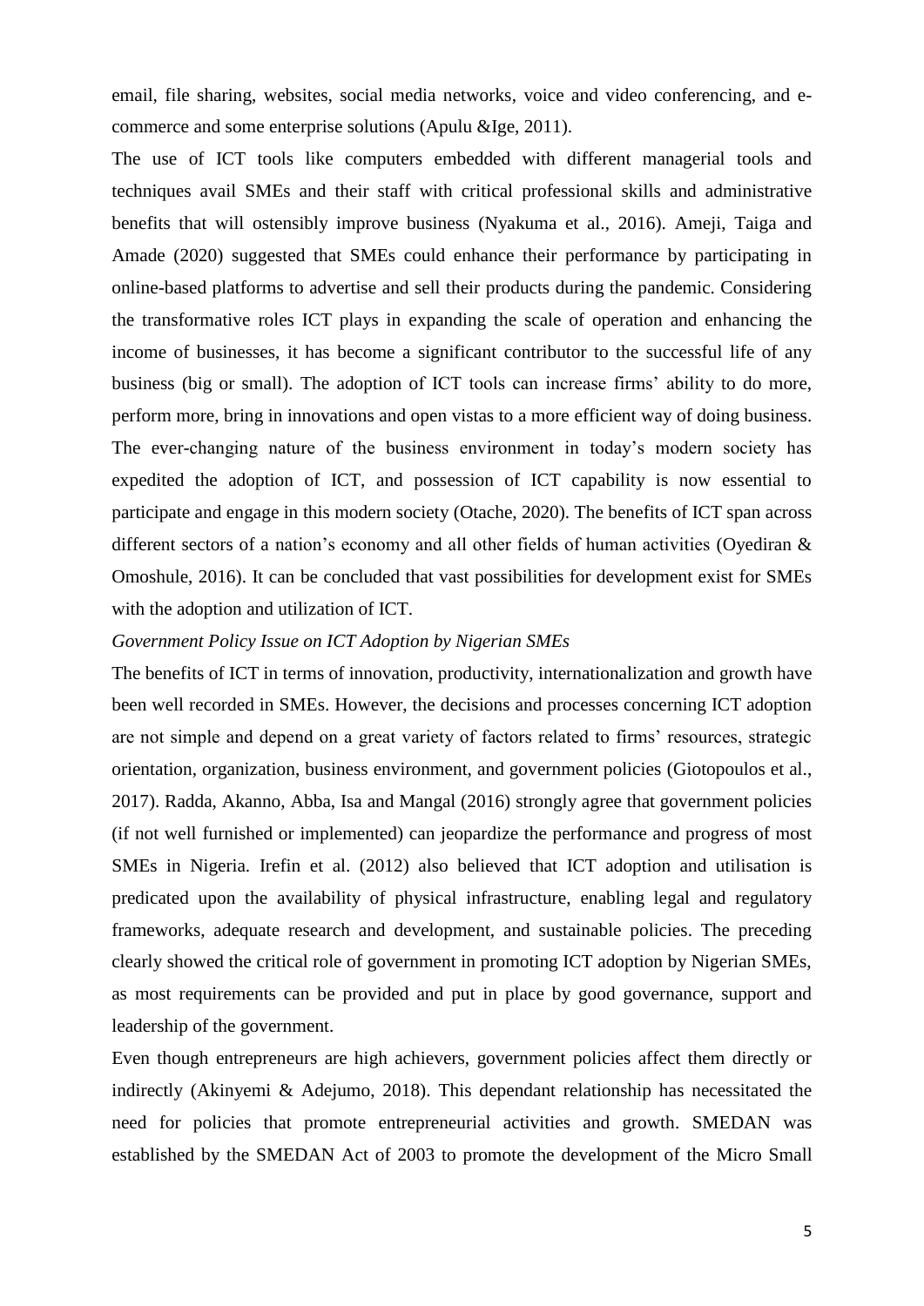email, file sharing, websites, social media networks, voice and video conferencing, and e-commerce and some enterprise solutions (Apulu &Ige, 2011).

The use of ICT tools like computers embedded with different managerial tools and techniques avail SMEs and their staff with critical professional skills and administrative benefits that will ostensibly improve business (Nyakuma et al., 2016). Ameji, Taiga and Amade (2020) suggested that SMEs could enhance their performance by participating in online-based platforms to advertise and sell their products during the pandemic. Considering the transformative roles ICT plays in expanding the scale of operation and enhancing the income of businesses, it has become a significant contributor to the successful life of any business (big or small). The adoption of ICT tools can increase firms' ability to do more, perform more, bring in innovations and open vistas to a more efficient way of doing business. The ever-changing nature of the business environment in today's modern society has expedited the adoption of ICT, and possession of ICT capability is now essential to participate and engage in this modern society (Otache, 2020). The benefits of ICT span across different sectors of a nation's economy and all other fields of human activities (Oyediran & Omoshule, 2016). It can be concluded that vast possibilities for development exist for SMEs with the adoption and utilization of ICT.

*Government Policy Issue on ICT Adoption by Nigerian SMEs*

The benefits of ICT in terms of innovation, productivity, internationalization and growth have been well recorded in SMEs. However, the decisions and processes concerning ICT adoption are not simple and depend on a great variety of factors related to firms' resources, strategic orientation, organization, business environment, and government policies (Giotopoulos et al., 2017). Radda, Akanno, Abba, Isa and Mangal (2016) strongly agree that government policies (if not well furnished or implemented) can jeopardize the performance and progress of most SMEs in Nigeria. Irefin et al. (2012) also believed that ICT adoption and utilisation is predicated upon the availability of physical infrastructure, enabling legal and regulatory frameworks, adequate research and development, and sustainable policies. The preceding clearly showed the critical role of government in promoting ICT adoption by Nigerian SMEs, as most requirements can be provided and put in place by good governance, support and leadership of the government.

Even though entrepreneurs are high achievers, government policies affect them directly or indirectly (Akinyemi & Adejumo, 2018). This dependant relationship has necessitated the need for policies that promote entrepreneurial activities and growth. SMEDAN was established by the SMEDAN Act of 2003 to promote the development of the Micro Small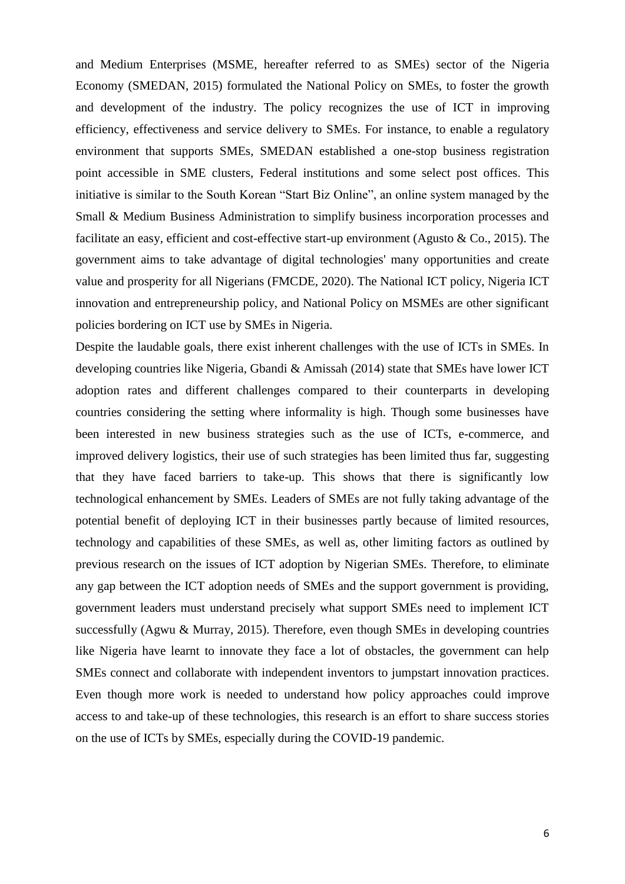and Medium Enterprises (MSME, hereafter referred to as SMEs) sector of the Nigeria Economy (SMEDAN, 2015) formulated the National Policy on SMEs, to foster the growth and development of the industry. The policy recognizes the use of ICT in improving efficiency, effectiveness and service delivery to SMEs. For instance, to enable a regulatory environment that supports SMEs, SMEDAN established a one-stop business registration point accessible in SME clusters, Federal institutions and some select post offices. This initiative is similar to the South Korean "Start Biz Online", an online system managed by the Small & Medium Business Administration to simplify business incorporation processes and facilitate an easy, efficient and cost-effective start-up environment (Agusto & Co., 2015). The government aims to take advantage of digital technologies' many opportunities and create value and prosperity for all Nigerians (FMCDE, 2020). The National ICT policy, Nigeria ICT innovation and entrepreneurship policy, and National Policy on MSMEs are other significant policies bordering on ICT use by SMEs in Nigeria.

Despite the laudable goals, there exist inherent challenges with the use of ICTs in SMEs. In developing countries like Nigeria, Gbandi & Amissah (2014) state that SMEs have lower ICT adoption rates and different challenges compared to their counterparts in developing countries considering the setting where informality is high. Though some businesses have been interested in new business strategies such as the use of ICTs, e-commerce, and improved delivery logistics, their use of such strategies has been limited thus far, suggesting that they have faced barriers to take-up. This shows that there is significantly low technological enhancement by SMEs. Leaders of SMEs are not fully taking advantage of the potential benefit of deploying ICT in their businesses partly because of limited resources, technology and capabilities of these SMEs, as well as, other limiting factors as outlined by previous research on the issues of ICT adoption by Nigerian SMEs. Therefore, to eliminate any gap between the ICT adoption needs of SMEs and the support government is providing, government leaders must understand precisely what support SMEs need to implement ICT successfully (Agwu & Murray, 2015). Therefore, even though SMEs in developing countries like Nigeria have learnt to innovate they face a lot of obstacles, the government can help SMEs connect and collaborate with independent inventors to jumpstart innovation practices. Even though more work is needed to understand how policy approaches could improve access to and take-up of these technologies, this research is an effort to share success stories on the use of ICTs by SMEs, especially during the COVID-19 pandemic.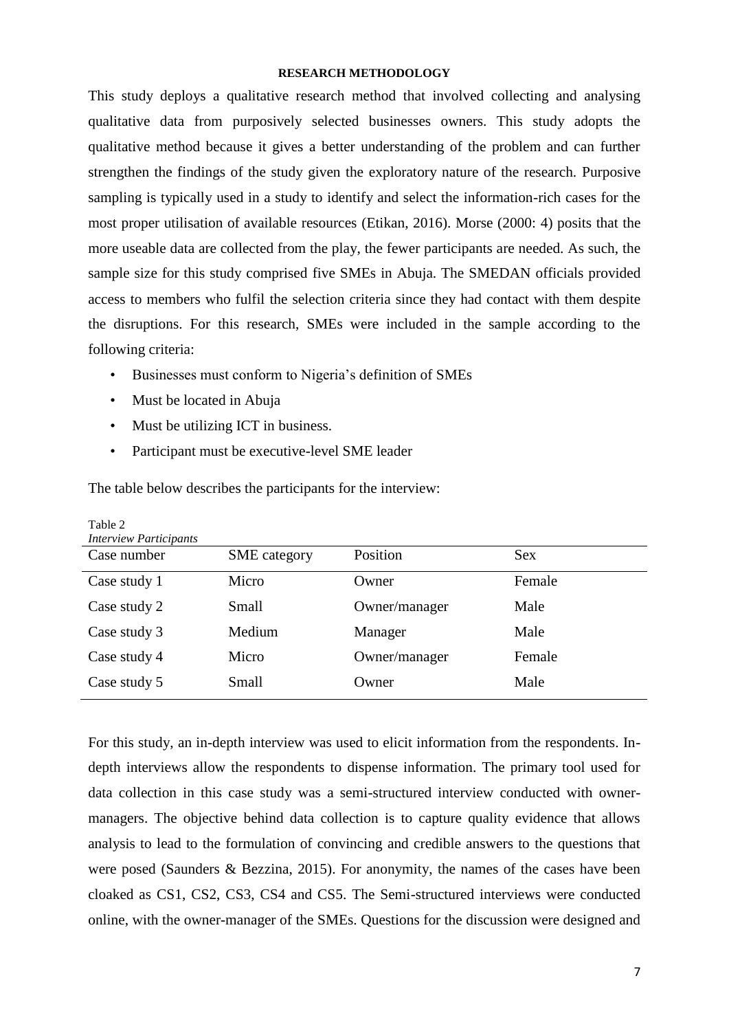## RESEARCH METHODOLOGY

This study deploys a qualitative research method that involved collecting and analysing qualitative data from purposively selected businesses owners. This study adopts the qualitative method because it gives a better understanding of the problem and can further strengthen the findings of the study given the exploratory nature of the research. Purposive sampling is typically used in a study to identify and select the information-rich cases for the most proper utilisation of available resources (Etikan, 2016). Morse (2000: 4) posits that the more useable data are collected from the play, the fewer participants are needed. As such, the sample size for this study comprised five SMEs in Abuja. The SMEDAN officials provided access to members who fulfil the selection criteria since they had contact with them despite the disruptions. For this research, SMEs were included in the sample according to the following criteria:

- Businesses must conform to Nigeria's definition of SMEs
- Must be located in Abuja
- Must be utilizing ICT in business.
- Participant must be executive-level SME leader

The table below describes the participants for the interview:

Table 2
*Interview Participants*

| Case number | SME category | Position | Sex |
|---|---|---|---|
| Case study 1 | Micro | Owner | Female |
| Case study 2 | Small | Owner/manager | Male |
| Case study 3 | Medium | Manager | Male |
| Case study 4 | Micro | Owner/manager | Female |
| Case study 5 | Small | Owner | Male |

For this study, an in-depth interview was used to elicit information from the respondents. In-depth interviews allow the respondents to dispense information. The primary tool used for data collection in this case study was a semi-structured interview conducted with owner-managers. The objective behind data collection is to capture quality evidence that allows analysis to lead to the formulation of convincing and credible answers to the questions that were posed (Saunders & Bezzina, 2015). For anonymity, the names of the cases have been cloaked as CS1, CS2, CS3, CS4 and CS5. The Semi-structured interviews were conducted online, with the owner-manager of the SMEs. Questions for the discussion were designed and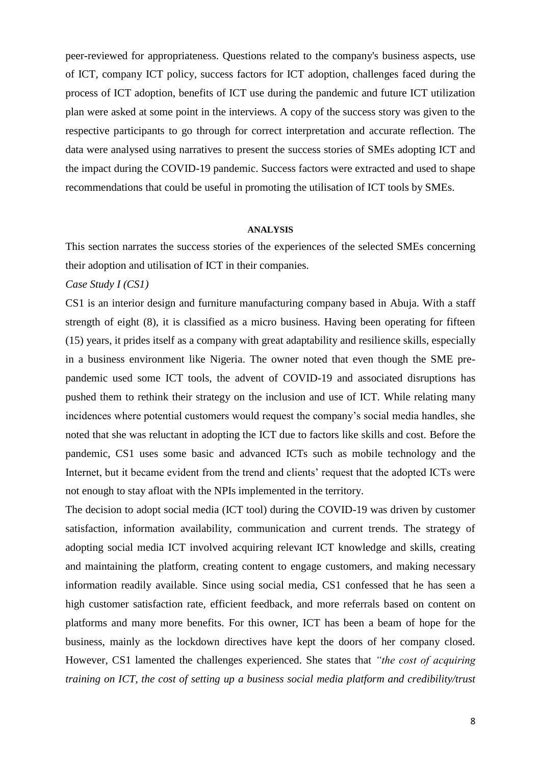peer-reviewed for appropriateness. Questions related to the company's business aspects, use of ICT, company ICT policy, success factors for ICT adoption, challenges faced during the process of ICT adoption, benefits of ICT use during the pandemic and future ICT utilization plan were asked at some point in the interviews. A copy of the success story was given to the respective participants to go through for correct interpretation and accurate reflection. The data were analysed using narratives to present the success stories of SMEs adopting ICT and the impact during the COVID-19 pandemic. Success factors were extracted and used to shape recommendations that could be useful in promoting the utilisation of ICT tools by SMEs.

## ANALYSIS

This section narrates the success stories of the experiences of the selected SMEs concerning their adoption and utilisation of ICT in their companies.

*Case Study I (CS1)*

CS1 is an interior design and furniture manufacturing company based in Abuja. With a staff strength of eight (8), it is classified as a micro business. Having been operating for fifteen (15) years, it prides itself as a company with great adaptability and resilience skills, especially in a business environment like Nigeria. The owner noted that even though the SME pre-pandemic used some ICT tools, the advent of COVID-19 and associated disruptions has pushed them to rethink their strategy on the inclusion and use of ICT. While relating many incidences where potential customers would request the company's social media handles, she noted that she was reluctant in adopting the ICT due to factors like skills and cost. Before the pandemic, CS1 uses some basic and advanced ICTs such as mobile technology and the Internet, but it became evident from the trend and clients' request that the adopted ICTs were not enough to stay afloat with the NPIs implemented in the territory.

The decision to adopt social media (ICT tool) during the COVID-19 was driven by customer satisfaction, information availability, communication and current trends. The strategy of adopting social media ICT involved acquiring relevant ICT knowledge and skills, creating and maintaining the platform, creating content to engage customers, and making necessary information readily available. Since using social media, CS1 confessed that he has seen a high customer satisfaction rate, efficient feedback, and more referrals based on content on platforms and many more benefits. For this owner, ICT has been a beam of hope for the business, mainly as the lockdown directives have kept the doors of her company closed. However, CS1 lamented the challenges experienced. She states that *"the cost of acquiring training on ICT, the cost of setting up a business social media platform and credibility/trust*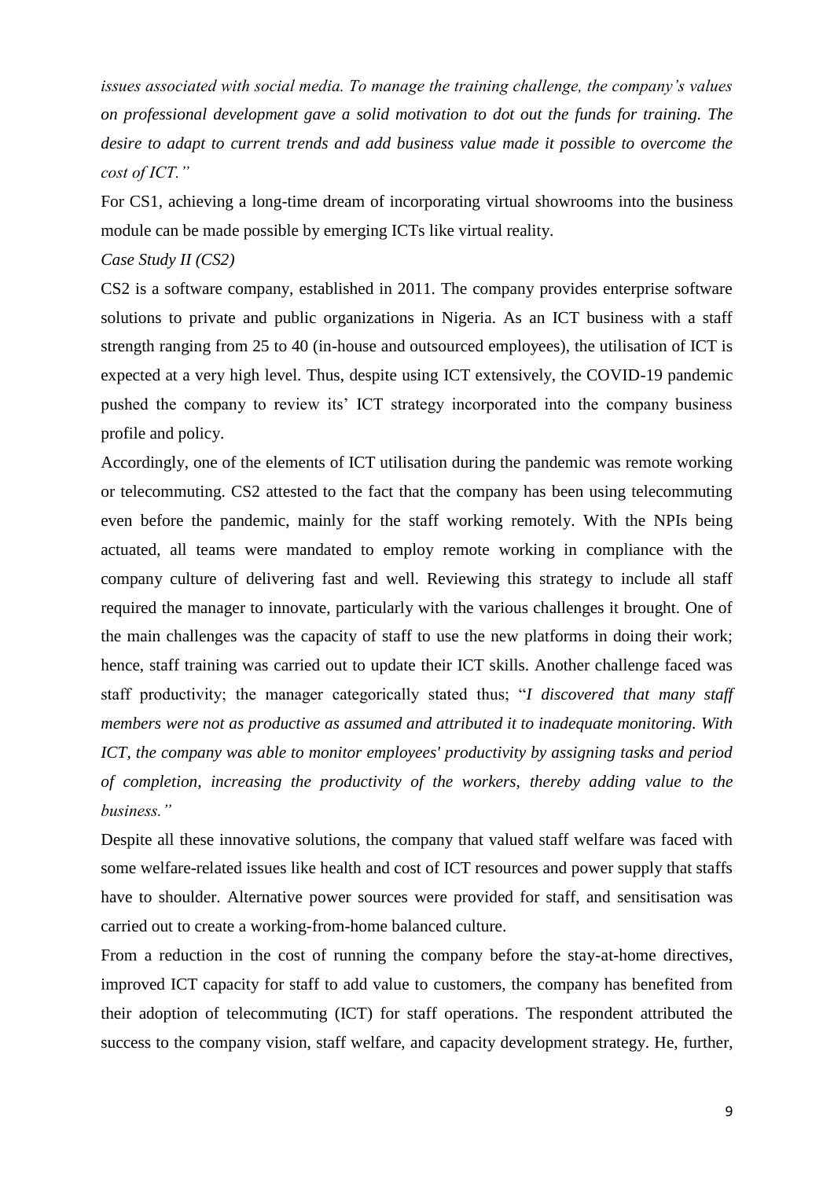*issues associated with social media. To manage the training challenge, the company's values on professional development gave a solid motivation to dot out the funds for training. The desire to adapt to current trends and add business value made it possible to overcome the cost of ICT."*

For CS1, achieving a long-time dream of incorporating virtual showrooms into the business module can be made possible by emerging ICTs like virtual reality.

*Case Study II (CS2)*

CS2 is a software company, established in 2011. The company provides enterprise software solutions to private and public organizations in Nigeria. As an ICT business with a staff strength ranging from 25 to 40 (in-house and outsourced employees), the utilisation of ICT is expected at a very high level. Thus, despite using ICT extensively, the COVID-19 pandemic pushed the company to review its' ICT strategy incorporated into the company business profile and policy.

Accordingly, one of the elements of ICT utilisation during the pandemic was remote working or telecommuting. CS2 attested to the fact that the company has been using telecommuting even before the pandemic, mainly for the staff working remotely. With the NPIs being actuated, all teams were mandated to employ remote working in compliance with the company culture of delivering fast and well. Reviewing this strategy to include all staff required the manager to innovate, particularly with the various challenges it brought. One of the main challenges was the capacity of staff to use the new platforms in doing their work; hence, staff training was carried out to update their ICT skills. Another challenge faced was staff productivity; the manager categorically stated thus; "*I discovered that many staff members were not as productive as assumed and attributed it to inadequate monitoring. With ICT, the company was able to monitor employees' productivity by assigning tasks and period of completion, increasing the productivity of the workers, thereby adding value to the business."*

Despite all these innovative solutions, the company that valued staff welfare was faced with some welfare-related issues like health and cost of ICT resources and power supply that staffs have to shoulder. Alternative power sources were provided for staff, and sensitisation was carried out to create a working-from-home balanced culture.

From a reduction in the cost of running the company before the stay-at-home directives, improved ICT capacity for staff to add value to customers, the company has benefited from their adoption of telecommuting (ICT) for staff operations. The respondent attributed the success to the company vision, staff welfare, and capacity development strategy. He, further,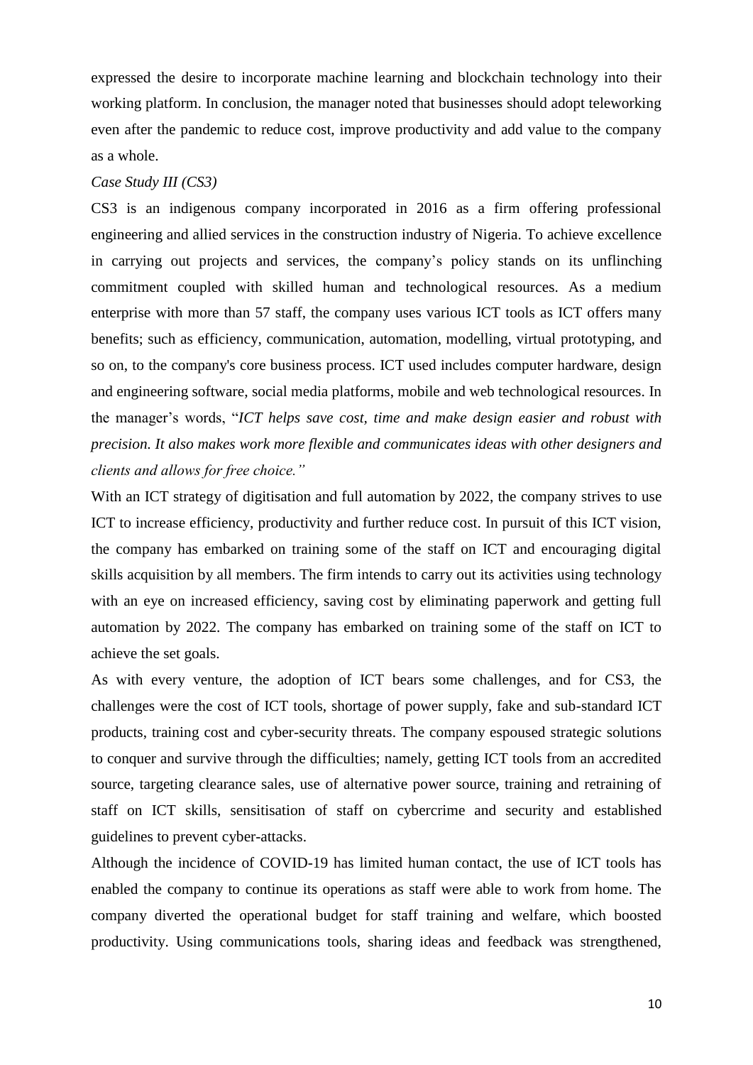expressed the desire to incorporate machine learning and blockchain technology into their working platform. In conclusion, the manager noted that businesses should adopt teleworking even after the pandemic to reduce cost, improve productivity and add value to the company as a whole.

*Case Study III (CS3)*

CS3 is an indigenous company incorporated in 2016 as a firm offering professional engineering and allied services in the construction industry of Nigeria. To achieve excellence in carrying out projects and services, the company's policy stands on its unflinching commitment coupled with skilled human and technological resources. As a medium enterprise with more than 57 staff, the company uses various ICT tools as ICT offers many benefits; such as efficiency, communication, automation, modelling, virtual prototyping, and so on, to the company's core business process. ICT used includes computer hardware, design and engineering software, social media platforms, mobile and web technological resources. In the manager's words, "*ICT helps save cost, time and make design easier and robust with precision. It also makes work more flexible and communicates ideas with other designers and clients and allows for free choice.*"

With an ICT strategy of digitisation and full automation by 2022, the company strives to use ICT to increase efficiency, productivity and further reduce cost. In pursuit of this ICT vision, the company has embarked on training some of the staff on ICT and encouraging digital skills acquisition by all members. The firm intends to carry out its activities using technology with an eye on increased efficiency, saving cost by eliminating paperwork and getting full automation by 2022. The company has embarked on training some of the staff on ICT to achieve the set goals.

As with every venture, the adoption of ICT bears some challenges, and for CS3, the challenges were the cost of ICT tools, shortage of power supply, fake and sub-standard ICT products, training cost and cyber-security threats. The company espoused strategic solutions to conquer and survive through the difficulties; namely, getting ICT tools from an accredited source, targeting clearance sales, use of alternative power source, training and retraining of staff on ICT skills, sensitisation of staff on cybercrime and security and established guidelines to prevent cyber-attacks.

Although the incidence of COVID-19 has limited human contact, the use of ICT tools has enabled the company to continue its operations as staff were able to work from home. The company diverted the operational budget for staff training and welfare, which boosted productivity. Using communications tools, sharing ideas and feedback was strengthened,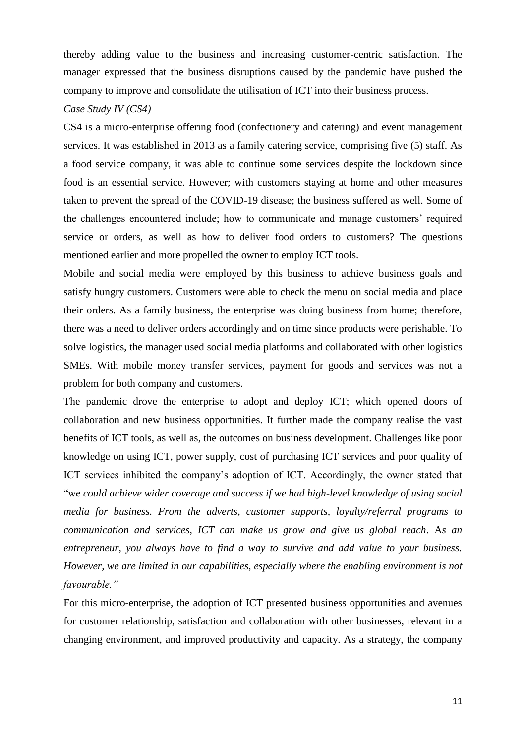thereby adding value to the business and increasing customer-centric satisfaction. The manager expressed that the business disruptions caused by the pandemic have pushed the company to improve and consolidate the utilisation of ICT into their business process.

*Case Study IV (CS4)*

CS4 is a micro-enterprise offering food (confectionery and catering) and event management services. It was established in 2013 as a family catering service, comprising five (5) staff. As a food service company, it was able to continue some services despite the lockdown since food is an essential service. However; with customers staying at home and other measures taken to prevent the spread of the COVID-19 disease; the business suffered as well. Some of the challenges encountered include; how to communicate and manage customers' required service or orders, as well as how to deliver food orders to customers? The questions mentioned earlier and more propelled the owner to employ ICT tools.

Mobile and social media were employed by this business to achieve business goals and satisfy hungry customers. Customers were able to check the menu on social media and place their orders. As a family business, the enterprise was doing business from home; therefore, there was a need to deliver orders accordingly and on time since products were perishable. To solve logistics, the manager used social media platforms and collaborated with other logistics SMEs. With mobile money transfer services, payment for goods and services was not a problem for both company and customers.

The pandemic drove the enterprise to adopt and deploy ICT; which opened doors of collaboration and new business opportunities. It further made the company realise the vast benefits of ICT tools, as well as, the outcomes on business development. Challenges like poor knowledge on using ICT, power supply, cost of purchasing ICT services and poor quality of ICT services inhibited the company's adoption of ICT. Accordingly, the owner stated that "we *could achieve wider coverage and success if we had high-level knowledge of using social media for business. From the adverts, customer supports, loyalty/referral programs to communication and services, ICT can make us grow and give us global reach*. A*s an entrepreneur, you always have to find a way to survive and add value to your business. However, we are limited in our capabilities, especially where the enabling environment is not favourable."*

For this micro-enterprise, the adoption of ICT presented business opportunities and avenues for customer relationship, satisfaction and collaboration with other businesses, relevant in a changing environment, and improved productivity and capacity. As a strategy, the company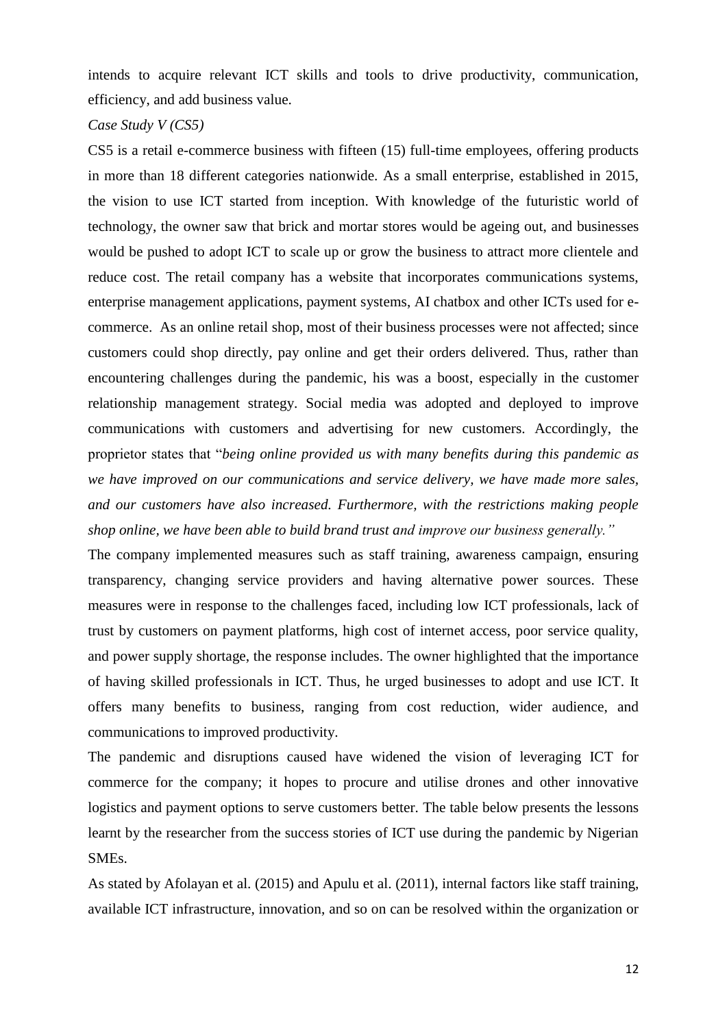intends to acquire relevant ICT skills and tools to drive productivity, communication, efficiency, and add business value.

*Case Study V (CS5)*

CS5 is a retail e-commerce business with fifteen (15) full-time employees, offering products in more than 18 different categories nationwide. As a small enterprise, established in 2015, the vision to use ICT started from inception. With knowledge of the futuristic world of technology, the owner saw that brick and mortar stores would be ageing out, and businesses would be pushed to adopt ICT to scale up or grow the business to attract more clientele and reduce cost. The retail company has a website that incorporates communications systems, enterprise management applications, payment systems, AI chatbox and other ICTs used for e-commerce. As an online retail shop, most of their business processes were not affected; since customers could shop directly, pay online and get their orders delivered. Thus, rather than encountering challenges during the pandemic, his was a boost, especially in the customer relationship management strategy. Social media was adopted and deployed to improve communications with customers and advertising for new customers. Accordingly, the proprietor states that "*being online provided us with many benefits during this pandemic as we have improved on our communications and service delivery, we have made more sales, and our customers have also increased. Furthermore, with the restrictions making people shop online, we have been able to build brand trust and improve our business generally."*

The company implemented measures such as staff training, awareness campaign, ensuring transparency, changing service providers and having alternative power sources. These measures were in response to the challenges faced, including low ICT professionals, lack of trust by customers on payment platforms, high cost of internet access, poor service quality, and power supply shortage, the response includes. The owner highlighted that the importance of having skilled professionals in ICT. Thus, he urged businesses to adopt and use ICT. It offers many benefits to business, ranging from cost reduction, wider audience, and communications to improved productivity.

The pandemic and disruptions caused have widened the vision of leveraging ICT for commerce for the company; it hopes to procure and utilise drones and other innovative logistics and payment options to serve customers better. The table below presents the lessons learnt by the researcher from the success stories of ICT use during the pandemic by Nigerian SMEs.

As stated by Afolayan et al. (2015) and Apulu et al. (2011), internal factors like staff training, available ICT infrastructure, innovation, and so on can be resolved within the organization or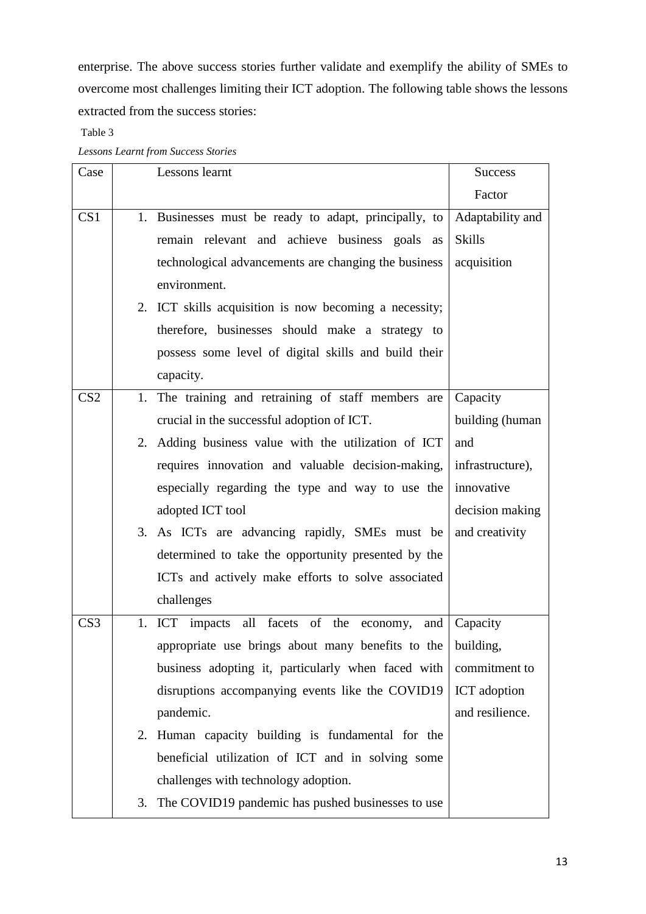enterprise. The above success stories further validate and exemplify the ability of SMEs to overcome most challenges limiting their ICT adoption. The following table shows the lessons extracted from the success stories:

Table 3

*Lessons Learnt from Success Stories*

| Case | Lessons learnt | Success Factor |
|---|---|---|
| CS1 | 1. Businesses must be ready to adapt, principally, to remain relevant and achieve business goals as technological advancements are changing the business environment.<br>2. ICT skills acquisition is now becoming a necessity; therefore, businesses should make a strategy to possess some level of digital skills and build their capacity. | Adaptability and Skills acquisition |
| CS2 | 1. The training and retraining of staff members are crucial in the successful adoption of ICT.<br>2. Adding business value with the utilization of ICT requires innovation and valuable decision-making, especially regarding the type and way to use the adopted ICT tool<br>3. As ICTs are advancing rapidly, SMEs must be determined to take the opportunity presented by the ICTs and actively make efforts to solve associated challenges | Capacity building (human and infrastructure), innovative decision making and creativity |
| CS3 | 1. ICT impacts all facets of the economy, and appropriate use brings about many benefits to the business adopting it, particularly when faced with disruptions accompanying events like the COVID19 pandemic.<br>2. Human capacity building is fundamental for the beneficial utilization of ICT and in solving some challenges with technology adoption.<br>3. The COVID19 pandemic has pushed businesses to use | Capacity building, commitment to ICT adoption and resilience. |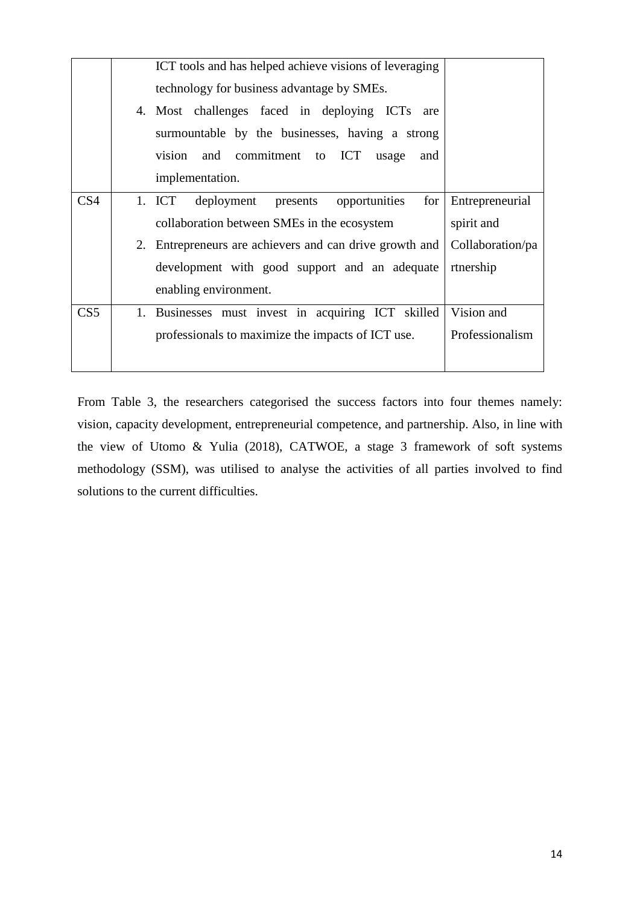| | | |
|---|---|---|
| | ICT tools and has helped achieve visions of leveraging technology for business advantage by SMEs.<br>4. Most challenges faced in deploying ICTs are surmountable by the businesses, having a strong vision and commitment to ICT usage and implementation. | |
| CS4 | 1. ICT deployment presents opportunities for collaboration between SMEs in the ecosystem<br>2. Entrepreneurs are achievers and can drive growth and development with good support and an adequate enabling environment. | Entrepreneurial spirit and Collaboration/partnership |
| CS5 | 1. Businesses must invest in acquiring ICT skilled professionals to maximize the impacts of ICT use. | Vision and Professionalism |

From Table 3, the researchers categorised the success factors into four themes namely: vision, capacity development, entrepreneurial competence, and partnership. Also, in line with the view of Utomo & Yulia (2018), CATWOE, a stage 3 framework of soft systems methodology (SSM), was utilised to analyse the activities of all parties involved to find solutions to the current difficulties.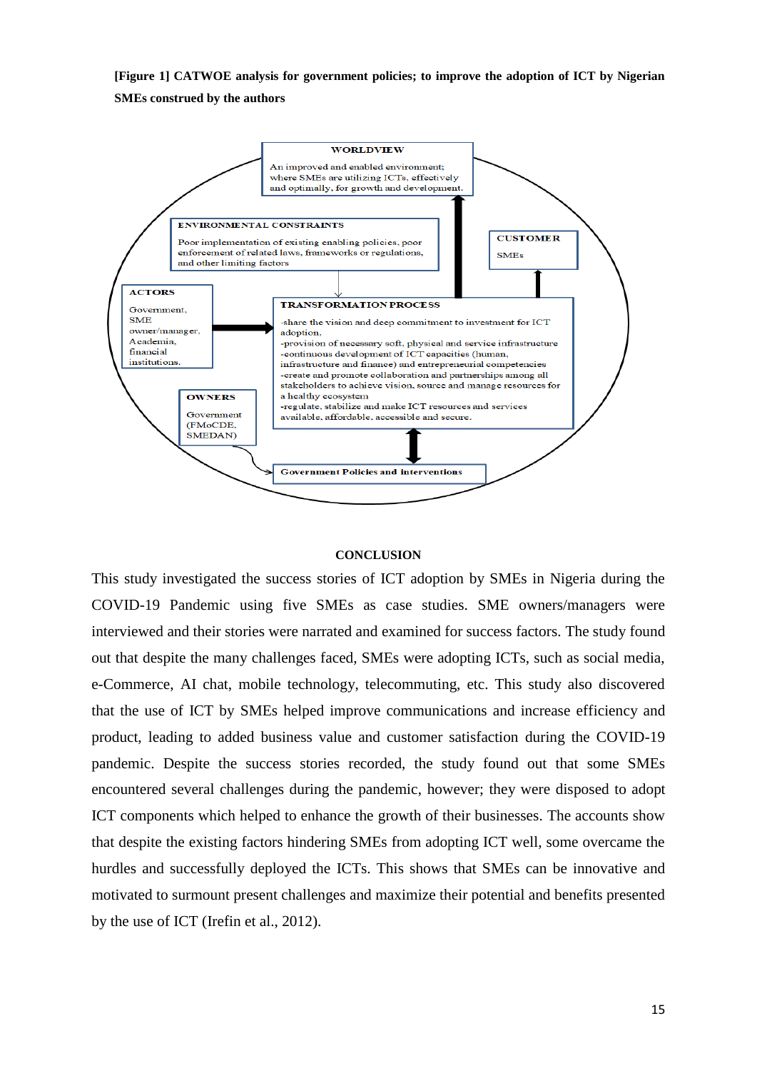**[Figure 1] CATWOE analysis for government policies; to improve the adoption of ICT by Nigerian SMEs construed by the authors**

**WORLDVIEW**

An improved and enabled environment; where SMEs are utilizing ICTs, effectively and optimally, for growth and development.

**ENVIRONMENTAL CONSTRAINTS**

Poor implementation of existing enabling policies, poor enforcement of related laws, frameworks or regulations, and other limiting factors

**CUSTOMER**

SMEs

**ACTORS**

Government, SME owner/manager, Academia, financial institutions.

**TRANSFORMATION PROCESS**

-share the vision and deep commitment to investment for ICT adoption,
-provision of necessary soft, physical and service infrastructure
-continuous development of ICT capacities (human, infrastructure and finance) and entrepreneurial competencies
-create and promote collaboration and partnerships among all stakeholders to achieve vision, source and manage resources for a healthy ecosystem
-regulate, stabilize and make ICT resources and services available, affordable, accessible and secure.

**OWNERS**

Government (FMoCDE, SMEDAN)

**Government Policies and interventions**

## CONCLUSION

This study investigated the success stories of ICT adoption by SMEs in Nigeria during the COVID-19 Pandemic using five SMEs as case studies. SME owners/managers were interviewed and their stories were narrated and examined for success factors. The study found out that despite the many challenges faced, SMEs were adopting ICTs, such as social media, e-Commerce, AI chat, mobile technology, telecommuting, etc. This study also discovered that the use of ICT by SMEs helped improve communications and increase efficiency and product, leading to added business value and customer satisfaction during the COVID-19 pandemic. Despite the success stories recorded, the study found out that some SMEs encountered several challenges during the pandemic, however; they were disposed to adopt ICT components which helped to enhance the growth of their businesses. The accounts show that despite the existing factors hindering SMEs from adopting ICT well, some overcame the hurdles and successfully deployed the ICTs. This shows that SMEs can be innovative and motivated to surmount present challenges and maximize their potential and benefits presented by the use of ICT (Irefin et al., 2012).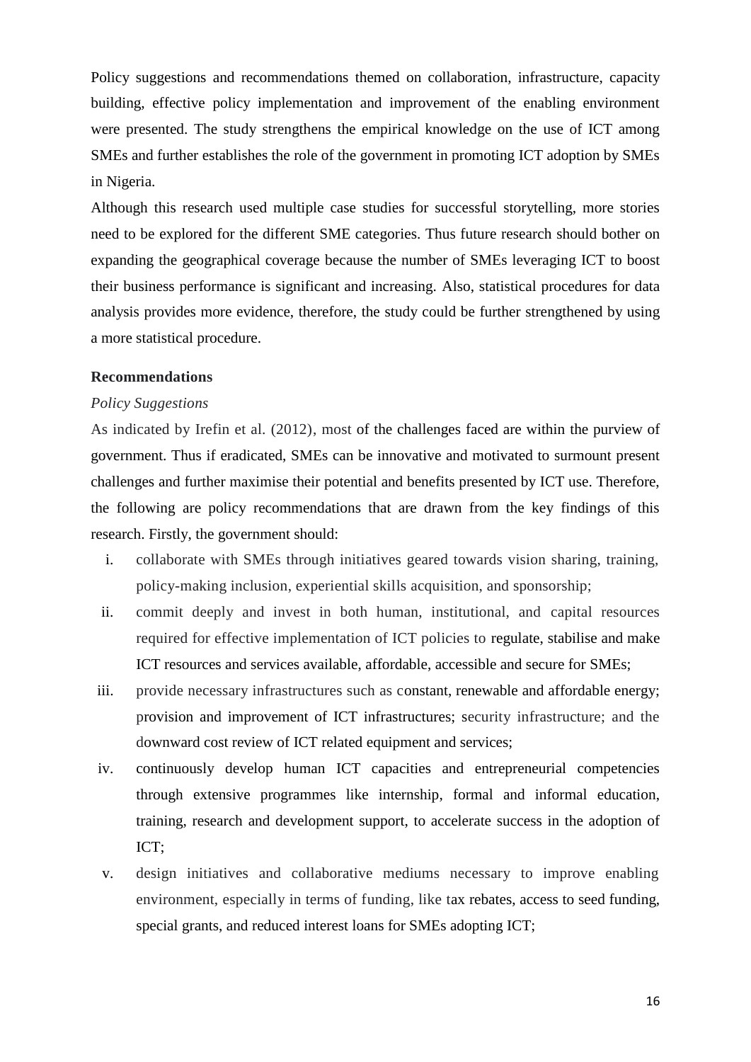Policy suggestions and recommendations themed on collaboration, infrastructure, capacity building, effective policy implementation and improvement of the enabling environment were presented. The study strengthens the empirical knowledge on the use of ICT among SMEs and further establishes the role of the government in promoting ICT adoption by SMEs in Nigeria.

Although this research used multiple case studies for successful storytelling, more stories need to be explored for the different SME categories. Thus future research should bother on expanding the geographical coverage because the number of SMEs leveraging ICT to boost their business performance is significant and increasing. Also, statistical procedures for data analysis provides more evidence, therefore, the study could be further strengthened by using a more statistical procedure.

**Recommendations**

*Policy Suggestions*

As indicated by Irefin et al. (2012), most of the challenges faced are within the purview of government. Thus if eradicated, SMEs can be innovative and motivated to surmount present challenges and further maximise their potential and benefits presented by ICT use. Therefore, the following are policy recommendations that are drawn from the key findings of this research. Firstly, the government should:

i. collaborate with SMEs through initiatives geared towards vision sharing, training, policy-making inclusion, experiential skills acquisition, and sponsorship;
ii. commit deeply and invest in both human, institutional, and capital resources required for effective implementation of ICT policies to regulate, stabilise and make ICT resources and services available, affordable, accessible and secure for SMEs;
iii. provide necessary infrastructures such as constant, renewable and affordable energy; provision and improvement of ICT infrastructures; security infrastructure; and the downward cost review of ICT related equipment and services;
iv. continuously develop human ICT capacities and entrepreneurial competencies through extensive programmes like internship, formal and informal education, training, research and development support, to accelerate success in the adoption of ICT;
v. design initiatives and collaborative mediums necessary to improve enabling environment, especially in terms of funding, like tax rebates, access to seed funding, special grants, and reduced interest loans for SMEs adopting ICT;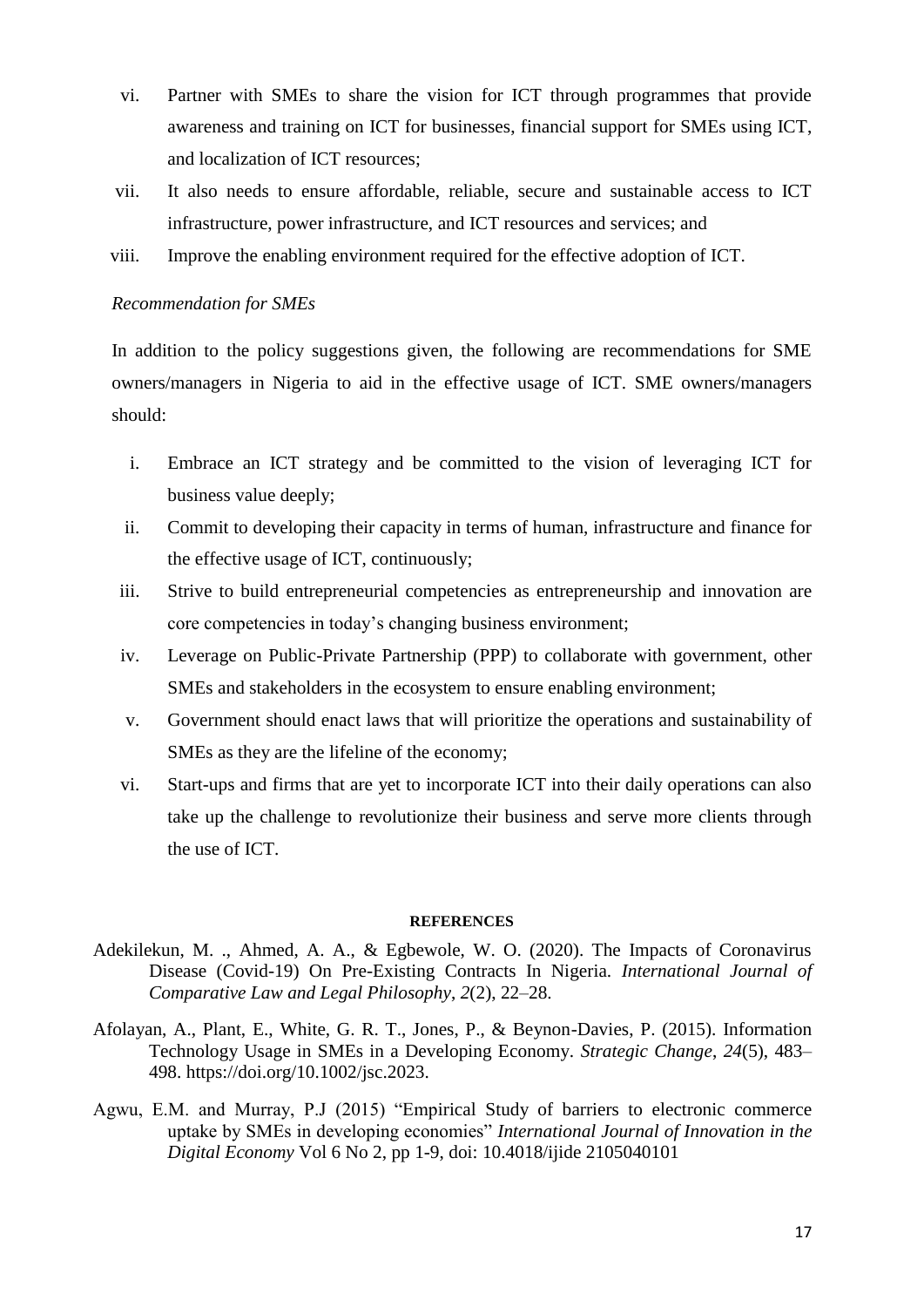vi. Partner with SMEs to share the vision for ICT through programmes that provide awareness and training on ICT for businesses, financial support for SMEs using ICT, and localization of ICT resources;

vii. It also needs to ensure affordable, reliable, secure and sustainable access to ICT infrastructure, power infrastructure, and ICT resources and services; and

viii. Improve the enabling environment required for the effective adoption of ICT.

*Recommendation for SMEs*

In addition to the policy suggestions given, the following are recommendations for SME owners/managers in Nigeria to aid in the effective usage of ICT. SME owners/managers should:

i. Embrace an ICT strategy and be committed to the vision of leveraging ICT for business value deeply;

ii. Commit to developing their capacity in terms of human, infrastructure and finance for the effective usage of ICT, continuously;

iii. Strive to build entrepreneurial competencies as entrepreneurship and innovation are core competencies in today's changing business environment;

iv. Leverage on Public-Private Partnership (PPP) to collaborate with government, other SMEs and stakeholders in the ecosystem to ensure enabling environment;

v. Government should enact laws that will prioritize the operations and sustainability of SMEs as they are the lifeline of the economy;

vi. Start-ups and firms that are yet to incorporate ICT into their daily operations can also take up the challenge to revolutionize their business and serve more clients through the use of ICT.

## REFERENCES

Adekilekun, M. ., Ahmed, A. A., & Egbewole, W. O. (2020). The Impacts of Coronavirus Disease (Covid-19) On Pre-Existing Contracts In Nigeria. *International Journal of Comparative Law and Legal Philosophy*, *2*(2), 22–28.

Afolayan, A., Plant, E., White, G. R. T., Jones, P., & Beynon-Davies, P. (2015). Information Technology Usage in SMEs in a Developing Economy. *Strategic Change*, *24*(5), 483–498. https://doi.org/10.1002/jsc.2023.

Agwu, E.M. and Murray, P.J (2015) "Empirical Study of barriers to electronic commerce uptake by SMEs in developing economies" *International Journal of Innovation in the Digital Economy* Vol 6 No 2, pp 1-9, doi: 10.4018/ijide 2105040101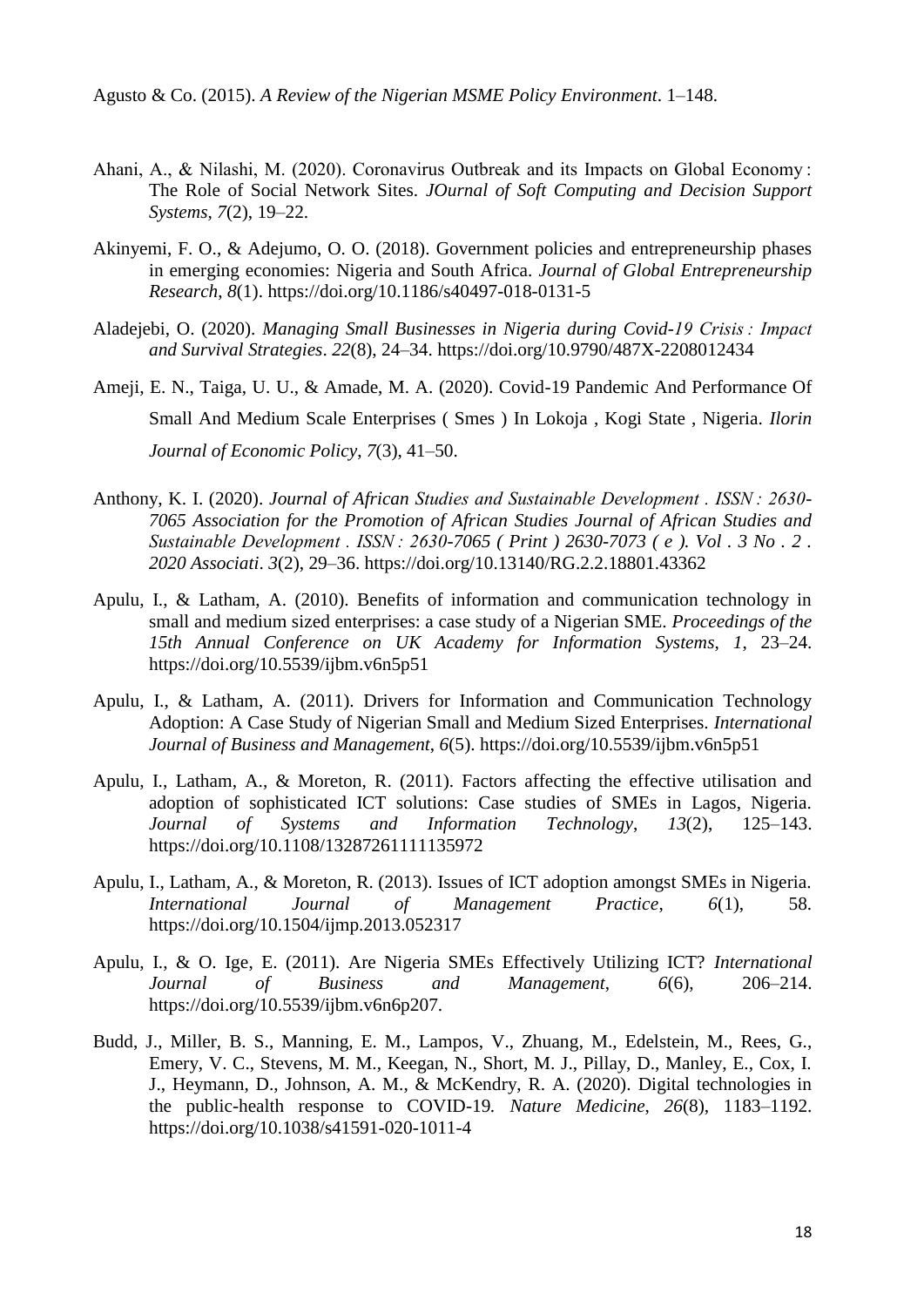Agusto & Co. (2015). *A Review of the Nigerian MSME Policy Environment*. 1–148.

Ahani, A., & Nilashi, M. (2020). Coronavirus Outbreak and its Impacts on Global Economy : The Role of Social Network Sites. *JOurnal of Soft Computing and Decision Support Systems*, *7*(2), 19–22.

Akinyemi, F. O., & Adejumo, O. O. (2018). Government policies and entrepreneurship phases in emerging economies: Nigeria and South Africa. *Journal of Global Entrepreneurship Research*, *8*(1). https://doi.org/10.1186/s40497-018-0131-5

Aladejebi, O. (2020). *Managing Small Businesses in Nigeria during Covid-19 Crisis : Impact and Survival Strategies*. *22*(8), 24–34. https://doi.org/10.9790/487X-2208012434

Ameji, E. N., Taiga, U. U., & Amade, M. A. (2020). Covid-19 Pandemic And Performance Of Small And Medium Scale Enterprises ( Smes ) In Lokoja , Kogi State , Nigeria. *Ilorin Journal of Economic Policy*, *7*(3), 41–50.

Anthony, K. I. (2020). *Journal of African Studies and Sustainable Development . ISSN : 2630-7065 Association for the Promotion of African Studies Journal of African Studies and Sustainable Development . ISSN : 2630-7065 ( Print ) 2630-7073 ( e ). Vol . 3 No . 2 . 2020 Associati*. *3*(2), 29–36. https://doi.org/10.13140/RG.2.2.18801.43362

Apulu, I., & Latham, A. (2010). Benefits of information and communication technology in small and medium sized enterprises: a case study of a Nigerian SME. *Proceedings of the 15th Annual Conference on UK Academy for Information Systems*, *1*, 23–24. https://doi.org/10.5539/ijbm.v6n5p51

Apulu, I., & Latham, A. (2011). Drivers for Information and Communication Technology Adoption: A Case Study of Nigerian Small and Medium Sized Enterprises. *International Journal of Business and Management*, *6*(5). https://doi.org/10.5539/ijbm.v6n5p51

Apulu, I., Latham, A., & Moreton, R. (2011). Factors affecting the effective utilisation and adoption of sophisticated ICT solutions: Case studies of SMEs in Lagos, Nigeria. *Journal of Systems and Information Technology*, *13*(2), 125–143. https://doi.org/10.1108/13287261111135972

Apulu, I., Latham, A., & Moreton, R. (2013). Issues of ICT adoption amongst SMEs in Nigeria. *International Journal of Management Practice*, *6*(1), 58. https://doi.org/10.1504/ijmp.2013.052317

Apulu, I., & O. Ige, E. (2011). Are Nigeria SMEs Effectively Utilizing ICT? *International Journal of Business and Management*, *6*(6), 206–214. https://doi.org/10.5539/ijbm.v6n6p207.

Budd, J., Miller, B. S., Manning, E. M., Lampos, V., Zhuang, M., Edelstein, M., Rees, G., Emery, V. C., Stevens, M. M., Keegan, N., Short, M. J., Pillay, D., Manley, E., Cox, I. J., Heymann, D., Johnson, A. M., & McKendry, R. A. (2020). Digital technologies in the public-health response to COVID-19. *Nature Medicine*, *26*(8), 1183–1192. https://doi.org/10.1038/s41591-020-1011-4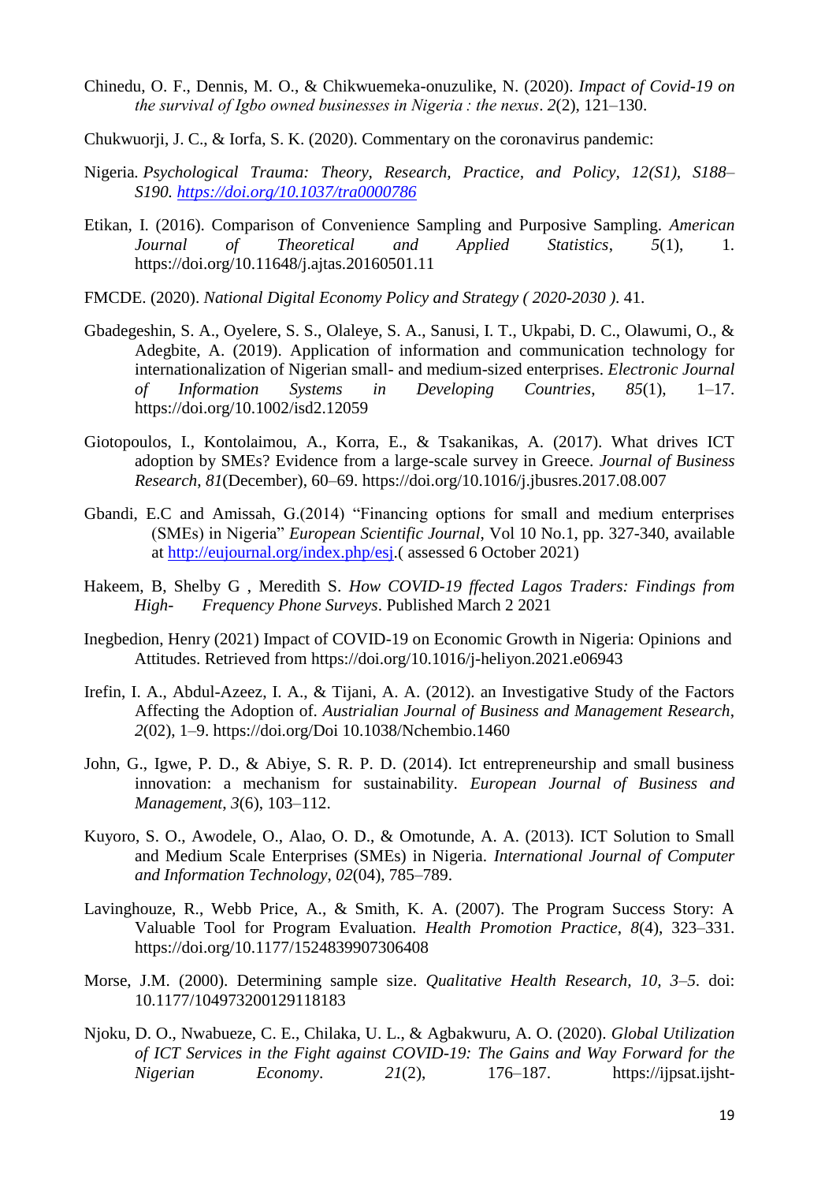Chinedu, O. F., Dennis, M. O., & Chikwuemeka-onuzulike, N. (2020). *Impact of Covid-19 on the survival of Igbo owned businesses in Nigeria : the nexus*. *2*(2), 121–130.

Chukwuorji, J. C., & Iorfa, S. K. (2020). Commentary on the coronavirus pandemic:

Nigeria. *Psychological Trauma: Theory, Research, Practice, and Policy, 12(S1), S188–S190.* *https://doi.org/10.1037/tra0000786*

Etikan, I. (2016). Comparison of Convenience Sampling and Purposive Sampling. *American Journal of Theoretical and Applied Statistics*, *5*(1), 1. https://doi.org/10.11648/j.ajtas.20160501.11

FMCDE. (2020). *National Digital Economy Policy and Strategy ( 2020-2030 )*. 41.

Gbadegeshin, S. A., Oyelere, S. S., Olaleye, S. A., Sanusi, I. T., Ukpabi, D. C., Olawumi, O., & Adegbite, A. (2019). Application of information and communication technology for internationalization of Nigerian small- and medium-sized enterprises. *Electronic Journal of Information Systems in Developing Countries*, *85*(1), 1–17. https://doi.org/10.1002/isd2.12059

Giotopoulos, I., Kontolaimou, A., Korra, E., & Tsakanikas, A. (2017). What drives ICT adoption by SMEs? Evidence from a large-scale survey in Greece. *Journal of Business Research*, *81*(December), 60–69. https://doi.org/10.1016/j.jbusres.2017.08.007

Gbandi, E.C and Amissah, G.(2014) "Financing options for small and medium enterprises (SMEs) in Nigeria" *European Scientific Journal*, Vol 10 No.1, pp. 327-340, available at http://eujournal.org/index.php/esj.( assessed 6 October 2021)

Hakeem, B, Shelby G , Meredith S. *How COVID-19 ffected Lagos Traders: Findings from High- Frequency Phone Surveys*. Published March 2 2021

Inegbedion, Henry (2021) Impact of COVID-19 on Economic Growth in Nigeria: Opinions and Attitudes. Retrieved from https://doi.org/10.1016/j-heliyon.2021.e06943

Irefin, I. A., Abdul-Azeez, I. A., & Tijani, A. A. (2012). an Investigative Study of the Factors Affecting the Adoption of. *Austrialian Journal of Business and Management Research*, *2*(02), 1–9. https://doi.org/Doi 10.1038/Nchembio.1460

John, G., Igwe, P. D., & Abiye, S. R. P. D. (2014). Ict entrepreneurship and small business innovation: a mechanism for sustainability. *European Journal of Business and Management*, *3*(6), 103–112.

Kuyoro, S. O., Awodele, O., Alao, O. D., & Omotunde, A. A. (2013). ICT Solution to Small and Medium Scale Enterprises (SMEs) in Nigeria. *International Journal of Computer and Information Technology*, *02*(04), 785–789.

Lavinghouze, R., Webb Price, A., & Smith, K. A. (2007). The Program Success Story: A Valuable Tool for Program Evaluation. *Health Promotion Practice*, *8*(4), 323–331. https://doi.org/10.1177/1524839907306408

Morse, J.M. (2000). Determining sample size. *Qualitative Health Research, 10, 3–5*. doi: 10.1177/104973200129118183

Njoku, D. O., Nwabueze, C. E., Chilaka, U. L., & Agbakwuru, A. O. (2020). *Global Utilization of ICT Services in the Fight against COVID-19: The Gains and Way Forward for the Nigerian Economy*. *21*(2), 176–187. https://ijpsat.ijsht-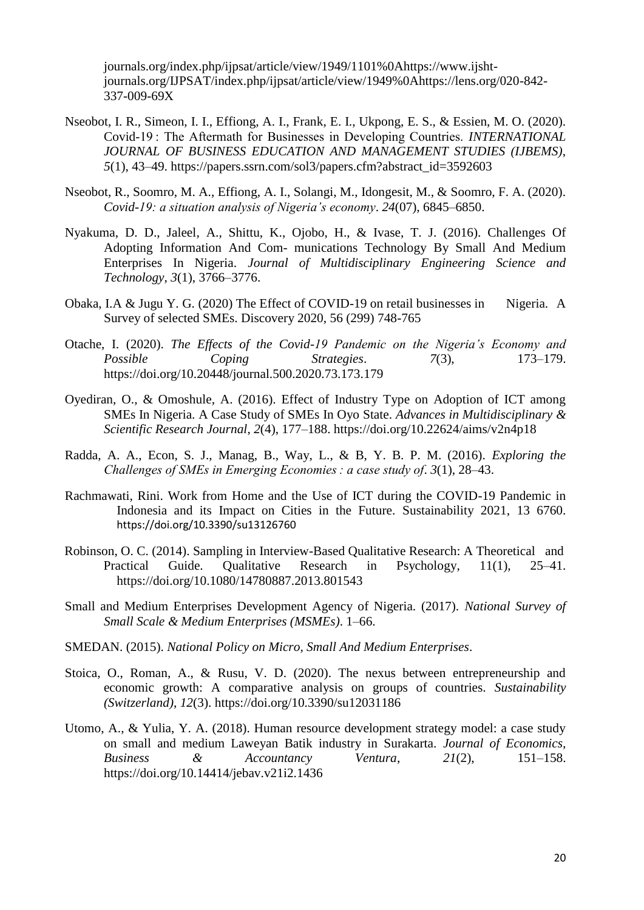journals.org/index.php/ijpsat/article/view/1949/1101%0Ahttps://www.ijsht-journals.org/IJPSAT/index.php/ijpsat/article/view/1949%0Ahttps://lens.org/020-842-337-009-69X

Nseobot, I. R., Simeon, I. I., Effiong, A. I., Frank, E. I., Ukpong, E. S., & Essien, M. O. (2020). Covid-19 : The Aftermath for Businesses in Developing Countries. *INTERNATIONAL JOURNAL OF BUSINESS EDUCATION AND MANAGEMENT STUDIES (IJBEMS)*, *5*(1), 43–49. https://papers.ssrn.com/sol3/papers.cfm?abstract_id=3592603

Nseobot, R., Soomro, M. A., Effiong, A. I., Solangi, M., Idongesit, M., & Soomro, F. A. (2020). *Covid-19: a situation analysis of Nigeria's economy*. *24*(07), 6845–6850.

Nyakuma, D. D., Jaleel, A., Shittu, K., Ojobo, H., & Ivase, T. J. (2016). Challenges Of Adopting Information And Com- munications Technology By Small And Medium Enterprises In Nigeria. *Journal of Multidisciplinary Engineering Science and Technology*, *3*(1), 3766–3776.

Obaka, I.A & Jugu Y. G. (2020) The Effect of COVID-19 on retail businesses in Nigeria. A Survey of selected SMEs. Discovery 2020, 56 (299) 748-765

Otache, I. (2020). *The Effects of the Covid-19 Pandemic on the Nigeria's Economy and Possible Coping Strategies*. *7*(3), 173–179. https://doi.org/10.20448/journal.500.2020.73.173.179

Oyediran, O., & Omoshule, A. (2016). Effect of Industry Type on Adoption of ICT among SMEs In Nigeria. A Case Study of SMEs In Oyo State. *Advances in Multidisciplinary & Scientific Research Journal*, *2*(4), 177–188. https://doi.org/10.22624/aims/v2n4p18

Radda, A. A., Econ, S. J., Manag, B., Way, L., & B, Y. B. P. M. (2016). *Exploring the Challenges of SMEs in Emerging Economies : a case study of*. *3*(1), 28–43.

Rachmawati, Rini. Work from Home and the Use of ICT during the COVID-19 Pandemic in Indonesia and its Impact on Cities in the Future. Sustainability 2021, 13 6760. https://doi.org/10.3390/su13126760

Robinson, O. C. (2014). Sampling in Interview-Based Qualitative Research: A Theoretical and Practical Guide. Qualitative Research in Psychology, 11(1), 25–41. https://doi.org/10.1080/14780887.2013.801543

Small and Medium Enterprises Development Agency of Nigeria. (2017). *National Survey of Small Scale & Medium Enterprises (MSMEs)*. 1–66.

SMEDAN. (2015). *National Policy on Micro, Small And Medium Enterprises*.

Stoica, O., Roman, A., & Rusu, V. D. (2020). The nexus between entrepreneurship and economic growth: A comparative analysis on groups of countries. *Sustainability (Switzerland)*, *12*(3). https://doi.org/10.3390/su12031186

Utomo, A., & Yulia, Y. A. (2018). Human resource development strategy model: a case study on small and medium Laweyan Batik industry in Surakarta. *Journal of Economics, Business & Accountancy Ventura*, *21*(2), 151–158. https://doi.org/10.14414/jebav.v21i2.1436